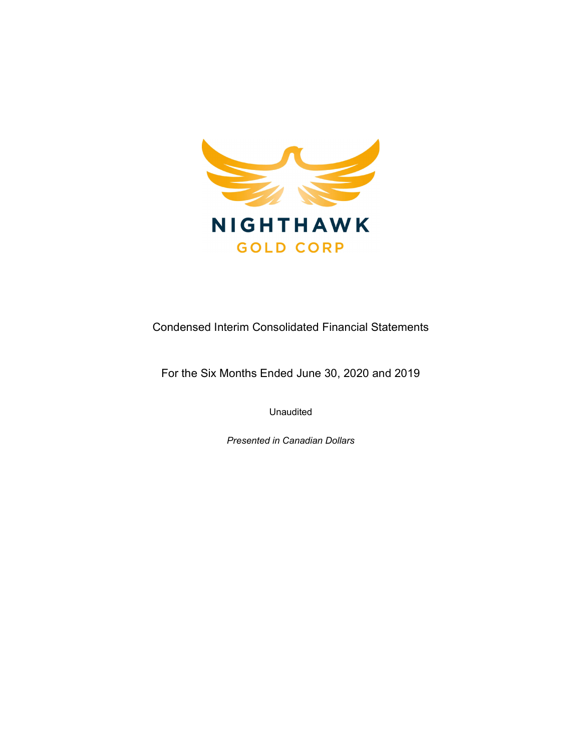NIGHTHAWK

GOLD CORP

Condensed Interim Consolidated Financial Statements

For the Six Months Ended June 30, 2020 and 2019

Unaudited

*Presented in Canadian Dollars*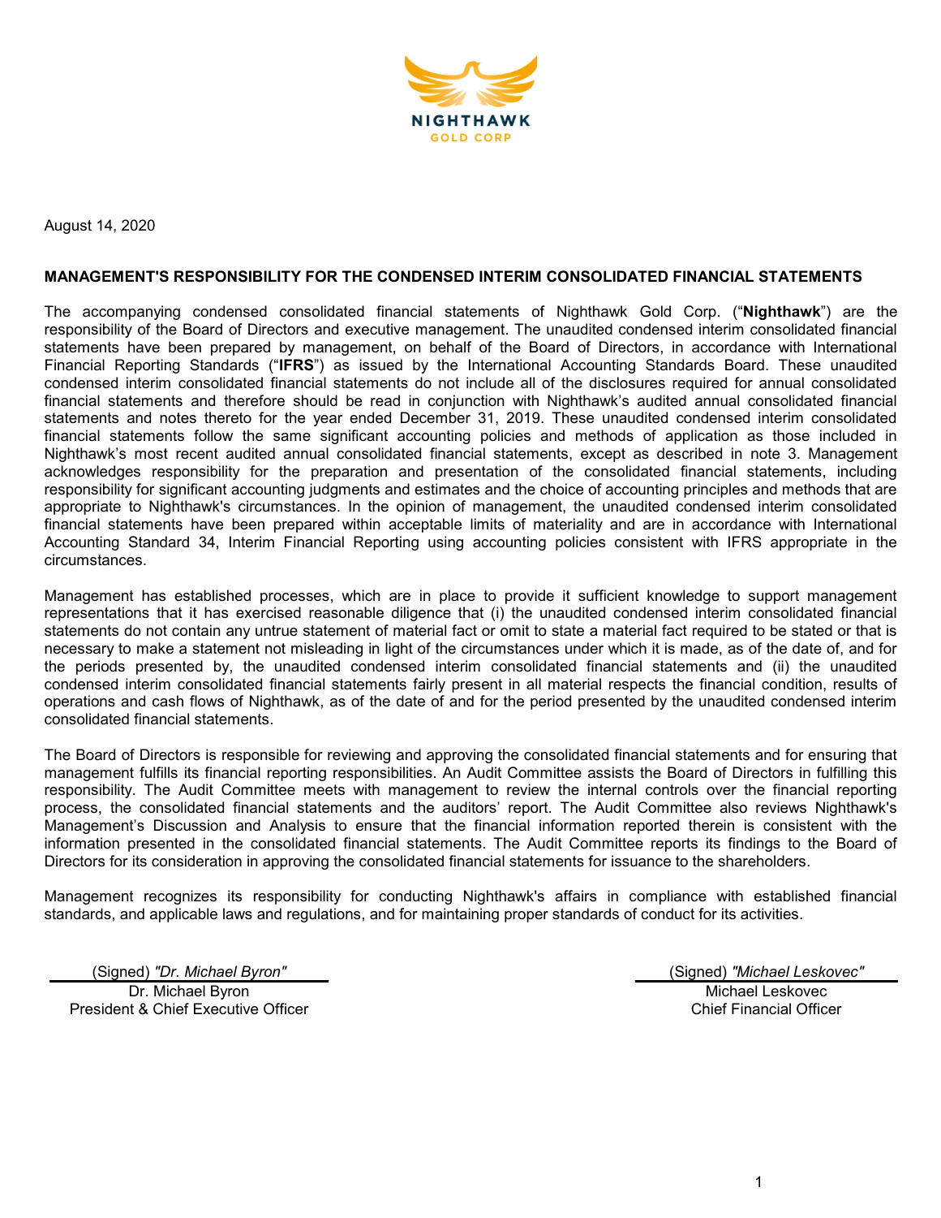NIGHTHAWK GOLD CORP

August 14, 2020

## MANAGEMENT'S RESPONSIBILITY FOR THE CONDENSED INTERIM CONSOLIDATED FINANCIAL STATEMENTS

The accompanying condensed consolidated financial statements of Nighthawk Gold Corp. ("**Nighthawk**") are the responsibility of the Board of Directors and executive management. The unaudited condensed interim consolidated financial statements have been prepared by management, on behalf of the Board of Directors, in accordance with International Financial Reporting Standards ("**IFRS**") as issued by the International Accounting Standards Board. These unaudited condensed interim consolidated financial statements do not include all of the disclosures required for annual consolidated financial statements and therefore should be read in conjunction with Nighthawk's audited annual consolidated financial statements and notes thereto for the year ended December 31, 2019. These unaudited condensed interim consolidated financial statements follow the same significant accounting policies and methods of application as those included in Nighthawk's most recent audited annual consolidated financial statements, except as described in note 3. Management acknowledges responsibility for the preparation and presentation of the consolidated financial statements, including responsibility for significant accounting judgments and estimates and the choice of accounting principles and methods that are appropriate to Nighthawk's circumstances. In the opinion of management, the unaudited condensed interim consolidated financial statements have been prepared within acceptable limits of materiality and are in accordance with International Accounting Standard 34, Interim Financial Reporting using accounting policies consistent with IFRS appropriate in the circumstances.

Management has established processes, which are in place to provide it sufficient knowledge to support management representations that it has exercised reasonable diligence that (i) the unaudited condensed interim consolidated financial statements do not contain any untrue statement of material fact or omit to state a material fact required to be stated or that is necessary to make a statement not misleading in light of the circumstances under which it is made, as of the date of, and for the periods presented by, the unaudited condensed interim consolidated financial statements and (ii) the unaudited condensed interim consolidated financial statements fairly present in all material respects the financial condition, results of operations and cash flows of Nighthawk, as of the date of and for the period presented by the unaudited condensed interim consolidated financial statements.

The Board of Directors is responsible for reviewing and approving the consolidated financial statements and for ensuring that management fulfills its financial reporting responsibilities. An Audit Committee assists the Board of Directors in fulfilling this responsibility. The Audit Committee meets with management to review the internal controls over the financial reporting process, the consolidated financial statements and the auditors' report. The Audit Committee also reviews Nighthawk's Management's Discussion and Analysis to ensure that the financial information reported therein is consistent with the information presented in the consolidated financial statements. The Audit Committee reports its findings to the Board of Directors for its consideration in approving the consolidated financial statements for issuance to the shareholders.

Management recognizes its responsibility for conducting Nighthawk's affairs in compliance with established financial standards, and applicable laws and regulations, and for maintaining proper standards of conduct for its activities.

(Signed) *"Dr. Michael Byron"*
Dr. Michael Byron
President & Chief Executive Officer

(Signed) *"Michael Leskovec"*
Michael Leskovec
Chief Financial Officer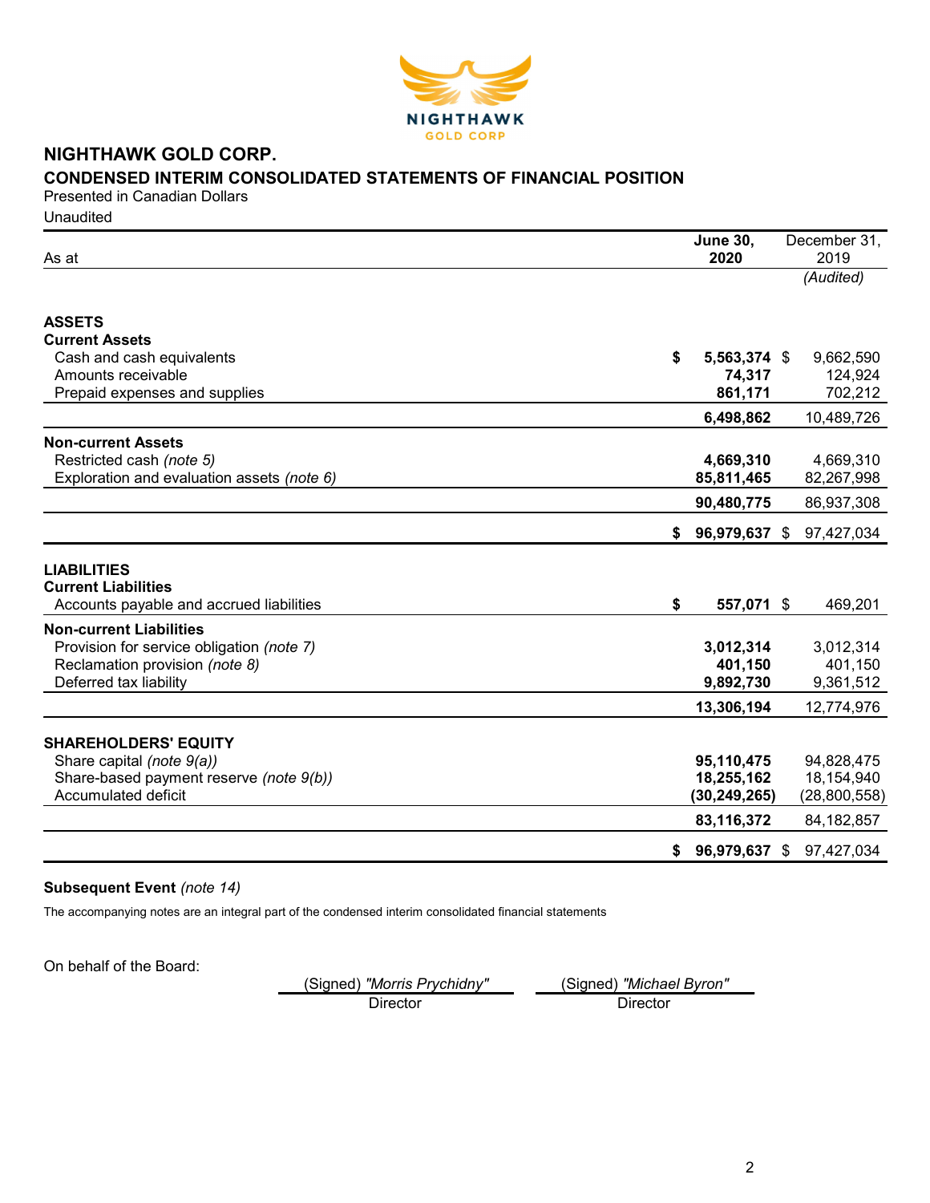# NIGHTHAWK GOLD CORP.

## CONDENSED INTERIM CONSOLIDATED STATEMENTS OF FINANCIAL POSITION

Presented in Canadian Dollars

Unaudited

| As at | June 30, 2020 | December 31, 2019 (Audited) |
|---|---|---|
| **ASSETS** | | |
| **Current Assets** | | |
| Cash and cash equivalents | **$ 5,563,374** | $ 9,662,590 |
| Amounts receivable | **74,317** | 124,924 |
| Prepaid expenses and supplies | **861,171** | 702,212 |
| | **6,498,862** | 10,489,726 |
| **Non-current Assets** | | |
| Restricted cash *(note 5)* | **4,669,310** | 4,669,310 |
| Exploration and evaluation assets *(note 6)* | **85,811,465** | 82,267,998 |
| | **90,480,775** | 86,937,308 |
| | **$ 96,979,637** | $ 97,427,034 |
| **LIABILITIES** | | |
| **Current Liabilities** | | |
| Accounts payable and accrued liabilities | **$ 557,071** | $ 469,201 |
| **Non-current Liabilities** | | |
| Provision for service obligation *(note 7)* | **3,012,314** | 3,012,314 |
| Reclamation provision *(note 8)* | **401,150** | 401,150 |
| Deferred tax liability | **9,892,730** | 9,361,512 |
| | **13,306,194** | 12,774,976 |
| **SHAREHOLDERS' EQUITY** | | |
| Share capital *(note 9(a))* | **95,110,475** | 94,828,475 |
| Share-based payment reserve *(note 9(b))* | **18,255,162** | 18,154,940 |
| Accumulated deficit | **(30,249,265)** | (28,800,558) |
| | **83,116,372** | 84,182,857 |
| | **$ 96,979,637** | $ 97,427,034 |

**Subsequent Event** *(note 14)*

The accompanying notes are an integral part of the condensed interim consolidated financial statements

On behalf of the Board:

(Signed) *"Morris Prychidny"*
Director

(Signed) *"Michael Byron"*
Director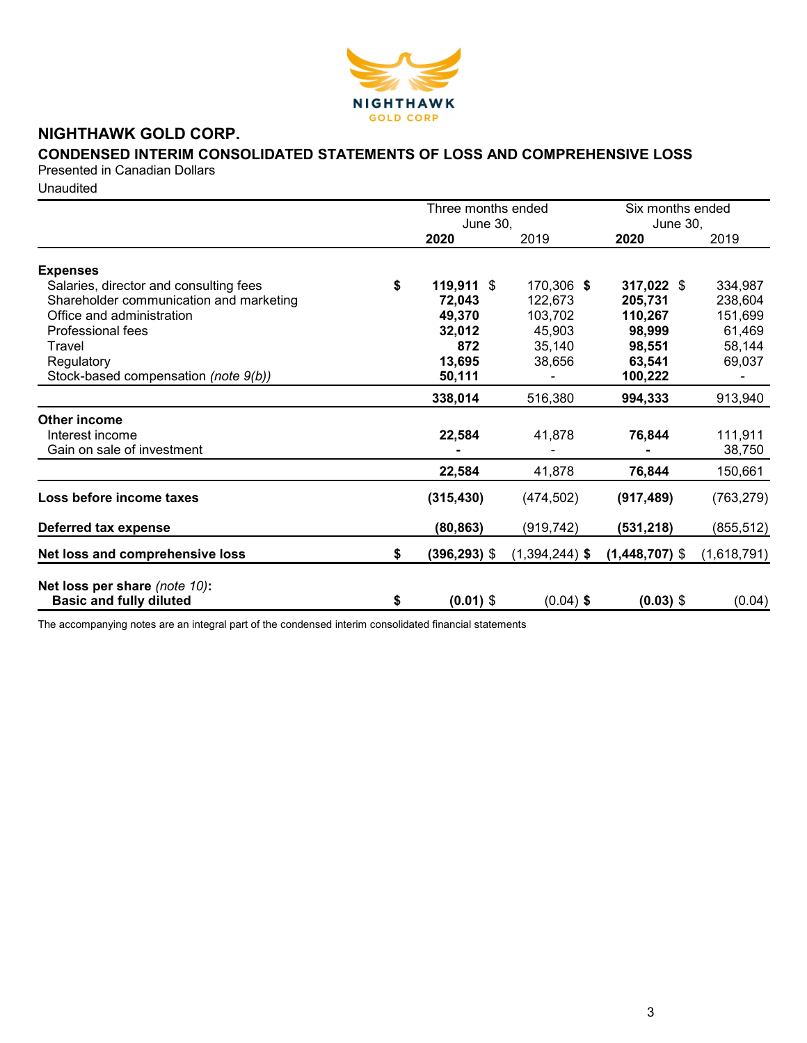# NIGHTHAWK GOLD CORP.

## CONDENSED INTERIM CONSOLIDATED STATEMENTS OF LOSS AND COMPREHENSIVE LOSS

Presented in Canadian Dollars

Unaudited

| | Three months ended June 30, | | Six months ended June 30, | |
|---|---|---|---|---|
| | **2020** | 2019 | **2020** | 2019 |
| **Expenses** | | | | |
| Salaries, director and consulting fees | **$ 119,911** | $ 170,306 | **$ 317,022** | $ 334,987 |
| Shareholder communication and marketing | **72,043** | 122,673 | **205,731** | 238,604 |
| Office and administration | **49,370** | 103,702 | **110,267** | 151,699 |
| Professional fees | **32,012** | 45,903 | **98,999** | 61,469 |
| Travel | **872** | 35,140 | **98,551** | 58,144 |
| Regulatory | **13,695** | 38,656 | **63,541** | 69,037 |
| Stock-based compensation *(note 9(b))* | **50,111** | - | **100,222** | - |
| | **338,014** | 516,380 | **994,333** | 913,940 |
| **Other income** | | | | |
| Interest income | **22,584** | 41,878 | **76,844** | 111,911 |
| Gain on sale of investment | **-** | - | **-** | 38,750 |
| | **22,584** | 41,878 | **76,844** | 150,661 |
| **Loss before income taxes** | **(315,430)** | (474,502) | **(917,489)** | (763,279) |
| **Deferred tax expense** | **(80,863)** | (919,742) | **(531,218)** | (855,512) |
| **Net loss and comprehensive loss** | **$ (396,293)** | $ (1,394,244) | **$ (1,448,707)** | $ (1,618,791) |
| **Net loss per share** *(note 10)*: | | | | |
| **Basic and fully diluted** | **$ (0.01)** | $ (0.04) | **$ (0.03)** | $ (0.04) |

The accompanying notes are an integral part of the condensed interim consolidated financial statements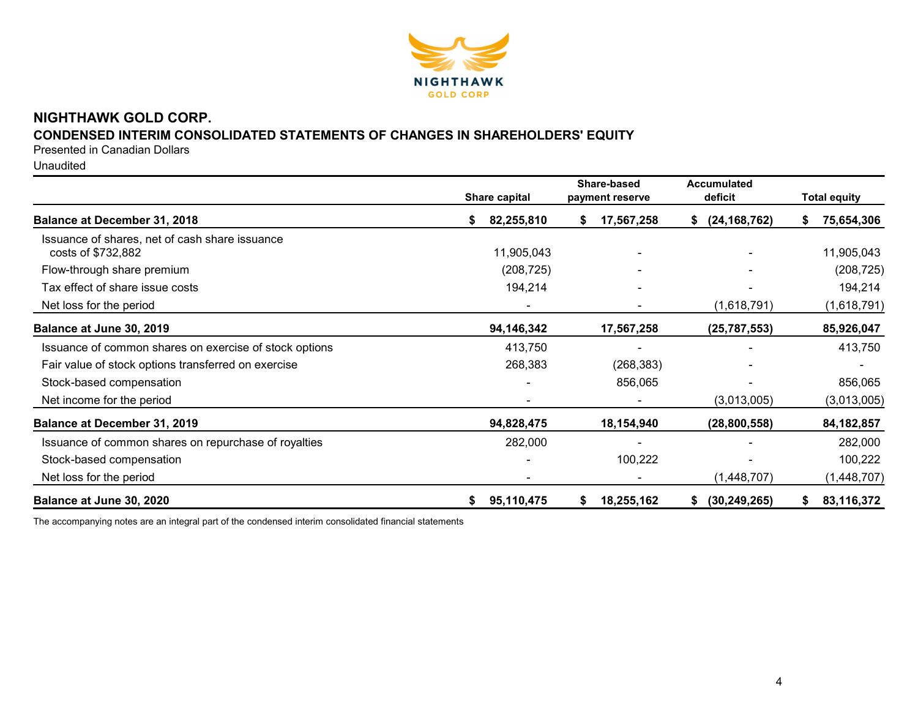# NIGHTHAWK GOLD CORP.

## CONDENSED INTERIM CONSOLIDATED STATEMENTS OF CHANGES IN SHAREHOLDERS' EQUITY

Presented in Canadian Dollars

Unaudited

| | Share capital | Share-based payment reserve | Accumulated deficit | Total equity |
|---|---|---|---|---|
| **Balance at December 31, 2018** | **$ 82,255,810** | **$ 17,567,258** | **$ (24,168,762)** | **$ 75,654,306** |
| Issuance of shares, net of cash share issuance costs of $732,882 | 11,905,043 | - | - | 11,905,043 |
| Flow-through share premium | (208,725) | - | - | (208,725) |
| Tax effect of share issue costs | 194,214 | - | - | 194,214 |
| Net loss for the period | - | - | (1,618,791) | (1,618,791) |
| **Balance at June 30, 2019** | **94,146,342** | **17,567,258** | **(25,787,553)** | **85,926,047** |
| Issuance of common shares on exercise of stock options | 413,750 | - | - | 413,750 |
| Fair value of stock options transferred on exercise | 268,383 | (268,383) | - | - |
| Stock-based compensation | - | 856,065 | - | 856,065 |
| Net income for the period | - | - | (3,013,005) | (3,013,005) |
| **Balance at December 31, 2019** | **94,828,475** | **18,154,940** | **(28,800,558)** | **84,182,857** |
| Issuance of common shares on repurchase of royalties | 282,000 | - | - | 282,000 |
| Stock-based compensation | - | 100,222 | - | 100,222 |
| Net loss for the period | - | - | (1,448,707) | (1,448,707) |
| **Balance at June 30, 2020** | **$ 95,110,475** | **$ 18,255,162** | **$ (30,249,265)** | **$ 83,116,372** |

The accompanying notes are an integral part of the condensed interim consolidated financial statements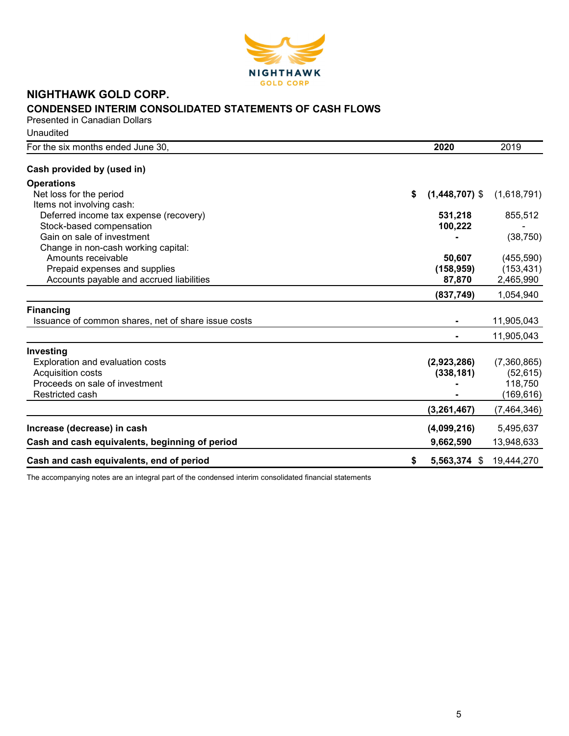# NIGHTHAWK GOLD CORP.

## CONDENSED INTERIM CONSOLIDATED STATEMENTS OF CASH FLOWS

Presented in Canadian Dollars

Unaudited

| For the six months ended June 30, | 2020 | 2019 |
|---|---|---|
| **Cash provided by (used in)** | | |
| **Operations** | | |
| Net loss for the period | **$ (1,448,707)** | $ (1,618,791) |
| Items not involving cash: | | |
| Deferred income tax expense (recovery) | **531,218** | 855,512 |
| Stock-based compensation | **100,222** | - |
| Gain on sale of investment | **-** | (38,750) |
| Change in non-cash working capital: | | |
| Amounts receivable | **50,607** | (455,590) |
| Prepaid expenses and supplies | **(158,959)** | (153,431) |
| Accounts payable and accrued liabilities | **87,870** | 2,465,990 |
| | **(837,749)** | 1,054,940 |
| **Financing** | | |
| Issuance of common shares, net of share issue costs | **-** | 11,905,043 |
| | **-** | 11,905,043 |
| **Investing** | | |
| Exploration and evaluation costs | **(2,923,286)** | (7,360,865) |
| Acquisition costs | **(338,181)** | (52,615) |
| Proceeds on sale of investment | **-** | 118,750 |
| Restricted cash | **-** | (169,616) |
| | **(3,261,467)** | (7,464,346) |
| **Increase (decrease) in cash** | **(4,099,216)** | 5,495,637 |
| **Cash and cash equivalents, beginning of period** | **9,662,590** | 13,948,633 |
| **Cash and cash equivalents, end of period** | **$ 5,563,374** | $ 19,444,270 |

The accompanying notes are an integral part of the condensed interim consolidated financial statements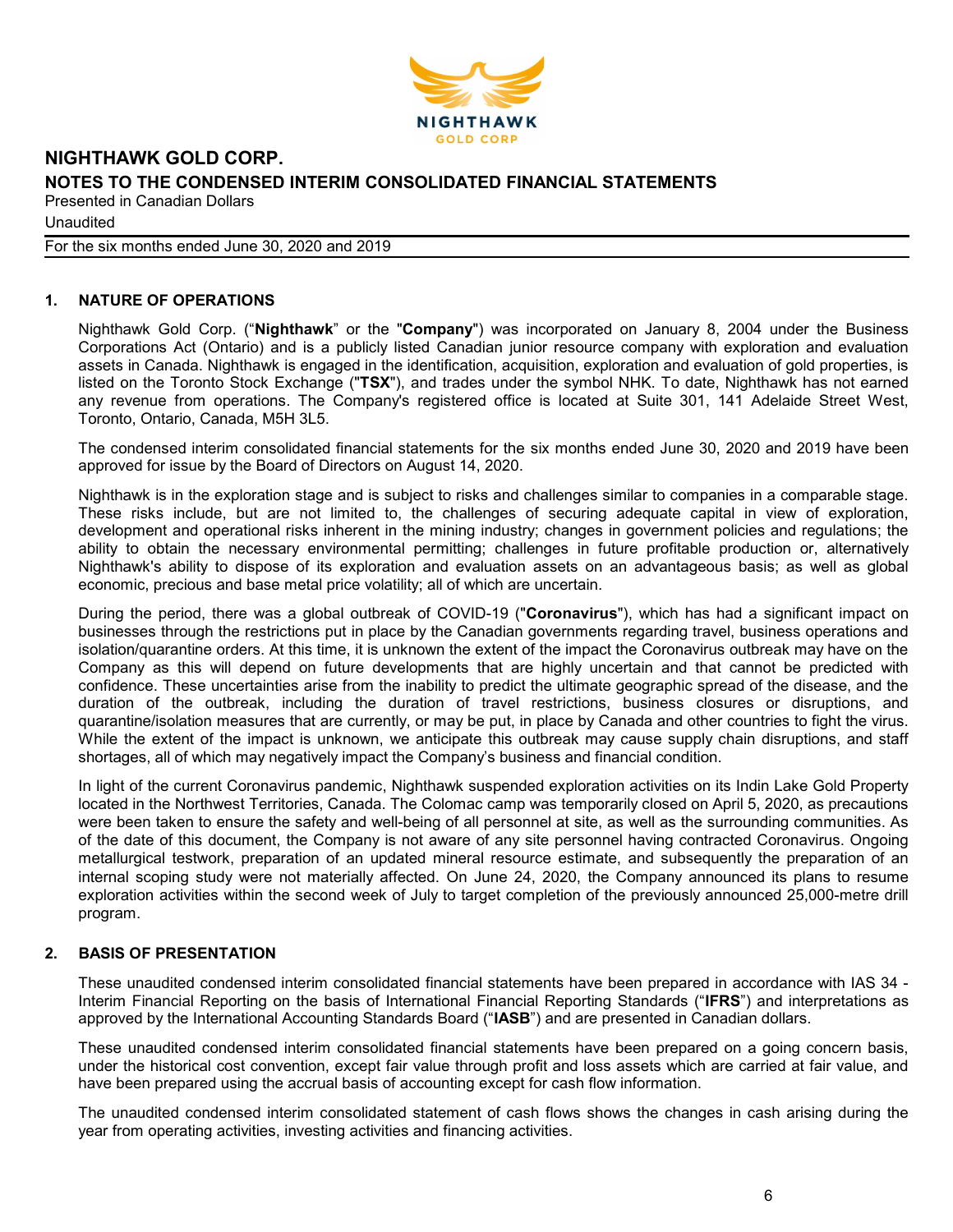## 1. NATURE OF OPERATIONS

Nighthawk Gold Corp. ("**Nighthawk**" or the "**Company**") was incorporated on January 8, 2004 under the Business Corporations Act (Ontario) and is a publicly listed Canadian junior resource company with exploration and evaluation assets in Canada. Nighthawk is engaged in the identification, acquisition, exploration and evaluation of gold properties, is listed on the Toronto Stock Exchange ("**TSX**"), and trades under the symbol NHK. To date, Nighthawk has not earned any revenue from operations. The Company's registered office is located at Suite 301, 141 Adelaide Street West, Toronto, Ontario, Canada, M5H 3L5.

The condensed interim consolidated financial statements for the six months ended June 30, 2020 and 2019 have been approved for issue by the Board of Directors on August 14, 2020.

Nighthawk is in the exploration stage and is subject to risks and challenges similar to companies in a comparable stage. These risks include, but are not limited to, the challenges of securing adequate capital in view of exploration, development and operational risks inherent in the mining industry; changes in government policies and regulations; the ability to obtain the necessary environmental permitting; challenges in future profitable production or, alternatively Nighthawk's ability to dispose of its exploration and evaluation assets on an advantageous basis; as well as global economic, precious and base metal price volatility; all of which are uncertain.

During the period, there was a global outbreak of COVID-19 ("**Coronavirus**"), which has had a significant impact on businesses through the restrictions put in place by the Canadian governments regarding travel, business operations and isolation/quarantine orders. At this time, it is unknown the extent of the impact the Coronavirus outbreak may have on the Company as this will depend on future developments that are highly uncertain and that cannot be predicted with confidence. These uncertainties arise from the inability to predict the ultimate geographic spread of the disease, and the duration of the outbreak, including the duration of travel restrictions, business closures or disruptions, and quarantine/isolation measures that are currently, or may be put, in place by Canada and other countries to fight the virus. While the extent of the impact is unknown, we anticipate this outbreak may cause supply chain disruptions, and staff shortages, all of which may negatively impact the Company's business and financial condition.

In light of the current Coronavirus pandemic, Nighthawk suspended exploration activities on its Indin Lake Gold Property located in the Northwest Territories, Canada. The Colomac camp was temporarily closed on April 5, 2020, as precautions were been taken to ensure the safety and well-being of all personnel at site, as well as the surrounding communities. As of the date of this document, the Company is not aware of any site personnel having contracted Coronavirus. Ongoing metallurgical testwork, preparation of an updated mineral resource estimate, and subsequently the preparation of an internal scoping study were not materially affected. On June 24, 2020, the Company announced its plans to resume exploration activities within the second week of July to target completion of the previously announced 25,000-metre drill program.

## 2. BASIS OF PRESENTATION

These unaudited condensed interim consolidated financial statements have been prepared in accordance with IAS 34 - Interim Financial Reporting on the basis of International Financial Reporting Standards ("**IFRS**") and interpretations as approved by the International Accounting Standards Board ("**IASB**") and are presented in Canadian dollars.

These unaudited condensed interim consolidated financial statements have been prepared on a going concern basis, under the historical cost convention, except fair value through profit and loss assets which are carried at fair value, and have been prepared using the accrual basis of accounting except for cash flow information.

The unaudited condensed interim consolidated statement of cash flows shows the changes in cash arising during the year from operating activities, investing activities and financing activities.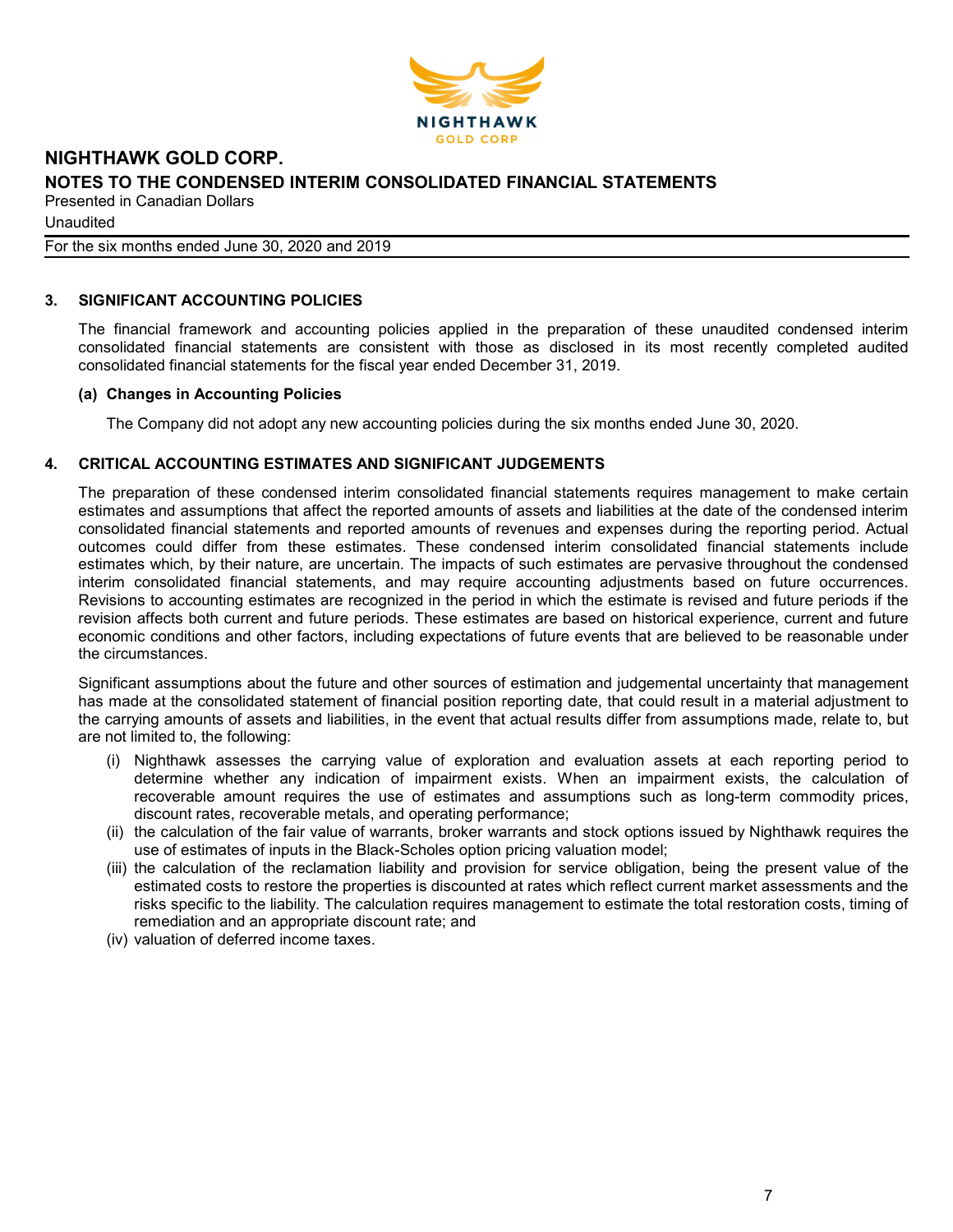## 3. SIGNIFICANT ACCOUNTING POLICIES

The financial framework and accounting policies applied in the preparation of these unaudited condensed interim consolidated financial statements are consistent with those as disclosed in its most recently completed audited consolidated financial statements for the fiscal year ended December 31, 2019.

### (a) Changes in Accounting Policies

The Company did not adopt any new accounting policies during the six months ended June 30, 2020.

## 4. CRITICAL ACCOUNTING ESTIMATES AND SIGNIFICANT JUDGEMENTS

The preparation of these condensed interim consolidated financial statements requires management to make certain estimates and assumptions that affect the reported amounts of assets and liabilities at the date of the condensed interim consolidated financial statements and reported amounts of revenues and expenses during the reporting period. Actual outcomes could differ from these estimates. These condensed interim consolidated financial statements include estimates which, by their nature, are uncertain. The impacts of such estimates are pervasive throughout the condensed interim consolidated financial statements, and may require accounting adjustments based on future occurrences. Revisions to accounting estimates are recognized in the period in which the estimate is revised and future periods if the revision affects both current and future periods. These estimates are based on historical experience, current and future economic conditions and other factors, including expectations of future events that are believed to be reasonable under the circumstances.

Significant assumptions about the future and other sources of estimation and judgemental uncertainty that management has made at the consolidated statement of financial position reporting date, that could result in a material adjustment to the carrying amounts of assets and liabilities, in the event that actual results differ from assumptions made, relate to, but are not limited to, the following:

(i) Nighthawk assesses the carrying value of exploration and evaluation assets at each reporting period to determine whether any indication of impairment exists. When an impairment exists, the calculation of recoverable amount requires the use of estimates and assumptions such as long-term commodity prices, discount rates, recoverable metals, and operating performance;

(ii) the calculation of the fair value of warrants, broker warrants and stock options issued by Nighthawk requires the use of estimates of inputs in the Black-Scholes option pricing valuation model;

(iii) the calculation of the reclamation liability and provision for service obligation, being the present value of the estimated costs to restore the properties is discounted at rates which reflect current market assessments and the risks specific to the liability. The calculation requires management to estimate the total restoration costs, timing of remediation and an appropriate discount rate; and

(iv) valuation of deferred income taxes.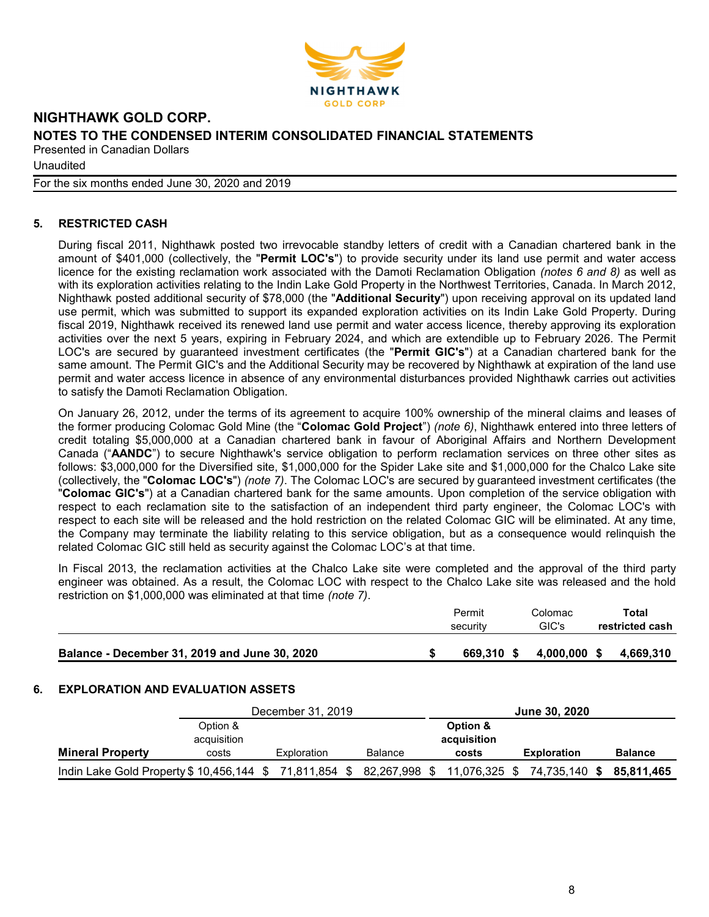## 5. RESTRICTED CASH

During fiscal 2011, Nighthawk posted two irrevocable standby letters of credit with a Canadian chartered bank in the amount of $401,000 (collectively, the "**Permit LOC's**") to provide security under its land use permit and water access licence for the existing reclamation work associated with the Damoti Reclamation Obligation *(notes 6 and 8)* as well as with its exploration activities relating to the Indin Lake Gold Property in the Northwest Territories, Canada. In March 2012, Nighthawk posted additional security of $78,000 (the "**Additional Security**") upon receiving approval on its updated land use permit, which was submitted to support its expanded exploration activities on its Indin Lake Gold Property. During fiscal 2019, Nighthawk received its renewed land use permit and water access licence, thereby approving its exploration activities over the next 5 years, expiring in February 2024, and which are extendible up to February 2026. The Permit LOC's are secured by guaranteed investment certificates (the "**Permit GIC's**") at a Canadian chartered bank for the same amount. The Permit GIC's and the Additional Security may be recovered by Nighthawk at expiration of the land use permit and water access licence in absence of any environmental disturbances provided Nighthawk carries out activities to satisfy the Damoti Reclamation Obligation.

On January 26, 2012, under the terms of its agreement to acquire 100% ownership of the mineral claims and leases of the former producing Colomac Gold Mine (the "**Colomac Gold Project**") *(note 6)*, Nighthawk entered into three letters of credit totaling $5,000,000 at a Canadian chartered bank in favour of Aboriginal Affairs and Northern Development Canada ("**AANDC**") to secure Nighthawk's service obligation to perform reclamation services on three other sites as follows: $3,000,000 for the Diversified site, $1,000,000 for the Spider Lake site and $1,000,000 for the Chalco Lake site (collectively, the "**Colomac LOC's**") *(note 7)*. The Colomac LOC's are secured by guaranteed investment certificates (the "**Colomac GIC's**") at a Canadian chartered bank for the same amounts. Upon completion of the service obligation with respect to each reclamation site to the satisfaction of an independent third party engineer, the Colomac LOC's with respect to each site will be released and the hold restriction on the related Colomac GIC will be eliminated. At any time, the Company may terminate the liability relating to this service obligation, but as a consequence would relinquish the related Colomac GIC still held as security against the Colomac LOC's at that time.

In Fiscal 2013, the reclamation activities at the Chalco Lake site were completed and the approval of the third party engineer was obtained. As a result, the Colomac LOC with respect to the Chalco Lake site was released and the hold restriction on $1,000,000 was eliminated at that time *(note 7)*.

| | Permit security | Colomac GIC's | **Total restricted cash** |
|---|---|---|---|
| **Balance - December 31, 2019 and June 30, 2020** | **$ 669,310** | **$ 4,000,000** | **$ 4,669,310** |

## 6. EXPLORATION AND EVALUATION ASSETS

| | December 31, 2019 | | | **June 30, 2020** | | |
|---|---|---|---|---|---|---|
| **Mineral Property** | Option & acquisition costs | Exploration | Balance | **Option & acquisition costs** | **Exploration** | **Balance** |
| Indin Lake Gold Property | $ 10,456,144 | $ 71,811,854 | $ 82,267,998 | $ 11,076,325 | $ 74,735,140 | **$ 85,811,465** |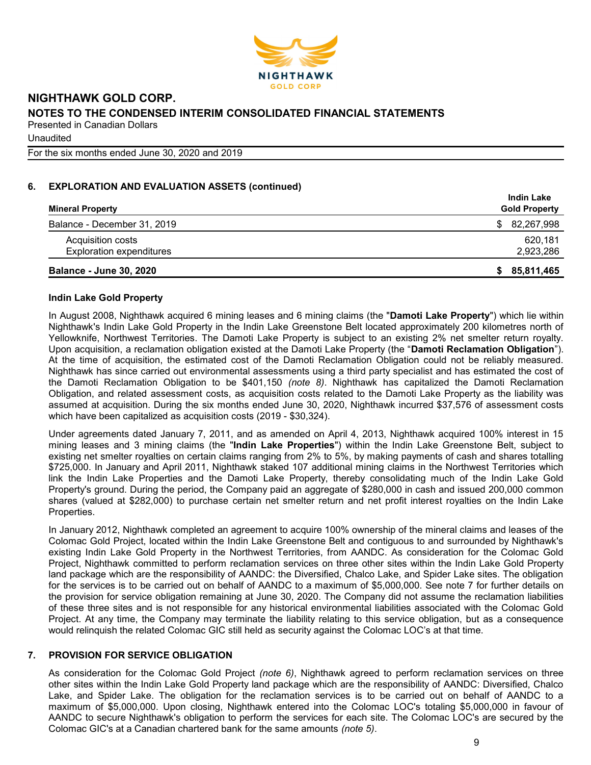## 6. EXPLORATION AND EVALUATION ASSETS (continued)

| Mineral Property | Indin Lake Gold Property |
|---|---|
| Balance - December 31, 2019 | $ 82,267,998 |
| Acquisition costs | 620,181 |
| Exploration expenditures | 2,923,286 |
| **Balance - June 30, 2020** | **$ 85,811,465** |

### Indin Lake Gold Property

In August 2008, Nighthawk acquired 6 mining leases and 6 mining claims (the "**Damoti Lake Property**") which lie within Nighthawk's Indin Lake Gold Property in the Indin Lake Greenstone Belt located approximately 200 kilometres north of Yellowknife, Northwest Territories. The Damoti Lake Property is subject to an existing 2% net smelter return royalty. Upon acquisition, a reclamation obligation existed at the Damoti Lake Property (the "**Damoti Reclamation Obligation**"). At the time of acquisition, the estimated cost of the Damoti Reclamation Obligation could not be reliably measured. Nighthawk has since carried out environmental assessments using a third party specialist and has estimated the cost of the Damoti Reclamation Obligation to be $401,150 *(note 8)*. Nighthawk has capitalized the Damoti Reclamation Obligation, and related assessment costs, as acquisition costs related to the Damoti Lake Property as the liability was assumed at acquisition. During the six months ended June 30, 2020, Nighthawk incurred $37,576 of assessment costs which have been capitalized as acquisition costs (2019 - $30,324).

Under agreements dated January 7, 2011, and as amended on April 4, 2013, Nighthawk acquired 100% interest in 15 mining leases and 3 mining claims (the "**Indin Lake Properties**") within the Indin Lake Greenstone Belt, subject to existing net smelter royalties on certain claims ranging from 2% to 5%, by making payments of cash and shares totalling $725,000. In January and April 2011, Nighthawk staked 107 additional mining claims in the Northwest Territories which link the Indin Lake Properties and the Damoti Lake Property, thereby consolidating much of the Indin Lake Gold Property's ground. During the period, the Company paid an aggregate of $280,000 in cash and issued 200,000 common shares (valued at $282,000) to purchase certain net smelter return and net profit interest royalties on the Indin Lake Properties.

In January 2012, Nighthawk completed an agreement to acquire 100% ownership of the mineral claims and leases of the Colomac Gold Project, located within the Indin Lake Greenstone Belt and contiguous to and surrounded by Nighthawk's existing Indin Lake Gold Property in the Northwest Territories, from AANDC. As consideration for the Colomac Gold Project, Nighthawk committed to perform reclamation services on three other sites within the Indin Lake Gold Property land package which are the responsibility of AANDC: the Diversified, Chalco Lake, and Spider Lake sites. The obligation for the services is to be carried out on behalf of AANDC to a maximum of $5,000,000. See note 7 for further details on the provision for service obligation remaining at June 30, 2020. The Company did not assume the reclamation liabilities of these three sites and is not responsible for any historical environmental liabilities associated with the Colomac Gold Project. At any time, the Company may terminate the liability relating to this service obligation, but as a consequence would relinquish the related Colomac GIC still held as security against the Colomac LOC's at that time.

## 7. PROVISION FOR SERVICE OBLIGATION

As consideration for the Colomac Gold Project *(note 6)*, Nighthawk agreed to perform reclamation services on three other sites within the Indin Lake Gold Property land package which are the responsibility of AANDC: Diversified, Chalco Lake, and Spider Lake. The obligation for the reclamation services is to be carried out on behalf of AANDC to a maximum of $5,000,000. Upon closing, Nighthawk entered into the Colomac LOC's totaling $5,000,000 in favour of AANDC to secure Nighthawk's obligation to perform the services for each site. The Colomac LOC's are secured by the Colomac GIC's at a Canadian chartered bank for the same amounts *(note 5)*.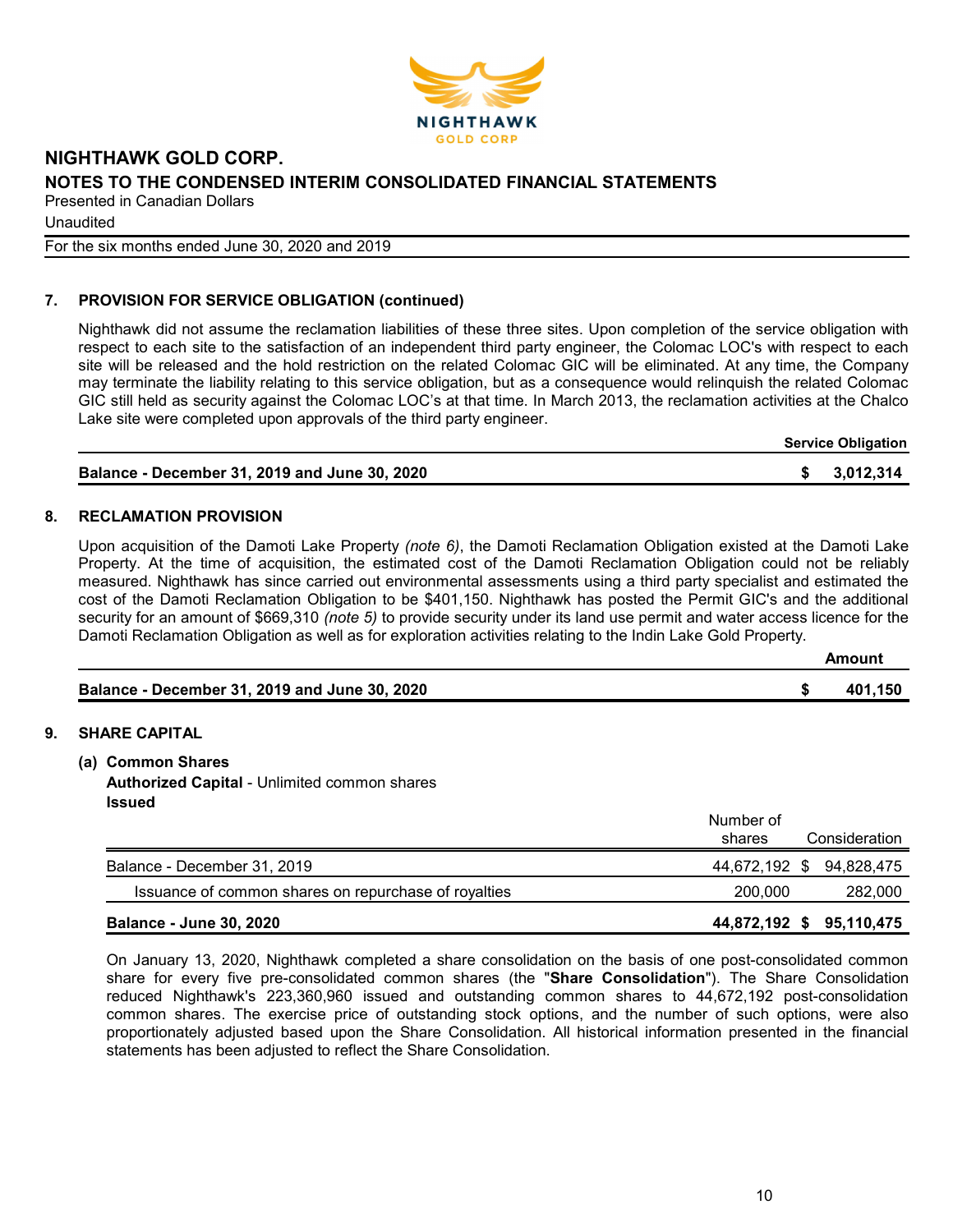## 7. PROVISION FOR SERVICE OBLIGATION (continued)

Nighthawk did not assume the reclamation liabilities of these three sites. Upon completion of the service obligation with respect to each site to the satisfaction of an independent third party engineer, the Colomac LOC's with respect to each site will be released and the hold restriction on the related Colomac GIC will be eliminated. At any time, the Company may terminate the liability relating to this service obligation, but as a consequence would relinquish the related Colomac GIC still held as security against the Colomac LOC's at that time. In March 2013, the reclamation activities at the Chalco Lake site were completed upon approvals of the third party engineer.

| | Service Obligation |
|---|---|
| **Balance - December 31, 2019 and June 30, 2020** | **$ 3,012,314** |

## 8. RECLAMATION PROVISION

Upon acquisition of the Damoti Lake Property *(note 6)*, the Damoti Reclamation Obligation existed at the Damoti Lake Property. At the time of acquisition, the estimated cost of the Damoti Reclamation Obligation could not be reliably measured. Nighthawk has since carried out environmental assessments using a third party specialist and estimated the cost of the Damoti Reclamation Obligation to be $401,150. Nighthawk has posted the Permit GIC's and the additional security for an amount of $669,310 *(note 5)* to provide security under its land use permit and water access licence for the Damoti Reclamation Obligation as well as for exploration activities relating to the Indin Lake Gold Property.

| | Amount |
|---|---|
| **Balance - December 31, 2019 and June 30, 2020** | **$ 401,150** |

## 9. SHARE CAPITAL

### (a) Common Shares

**Authorized Capital** - Unlimited common shares

**Issued**

| | Number of shares | Consideration |
|---|---|---|
| Balance - December 31, 2019 | 44,672,192 | $ 94,828,475 |
| Issuance of common shares on repurchase of royalties | 200,000 | 282,000 |
| **Balance - June 30, 2020** | **44,872,192** | **$ 95,110,475** |

On January 13, 2020, Nighthawk completed a share consolidation on the basis of one post-consolidated common share for every five pre-consolidated common shares (the "**Share Consolidation**"). The Share Consolidation reduced Nighthawk's 223,360,960 issued and outstanding common shares to 44,672,192 post-consolidation common shares. The exercise price of outstanding stock options, and the number of such options, were also proportionately adjusted based upon the Share Consolidation. All historical information presented in the financial statements has been adjusted to reflect the Share Consolidation.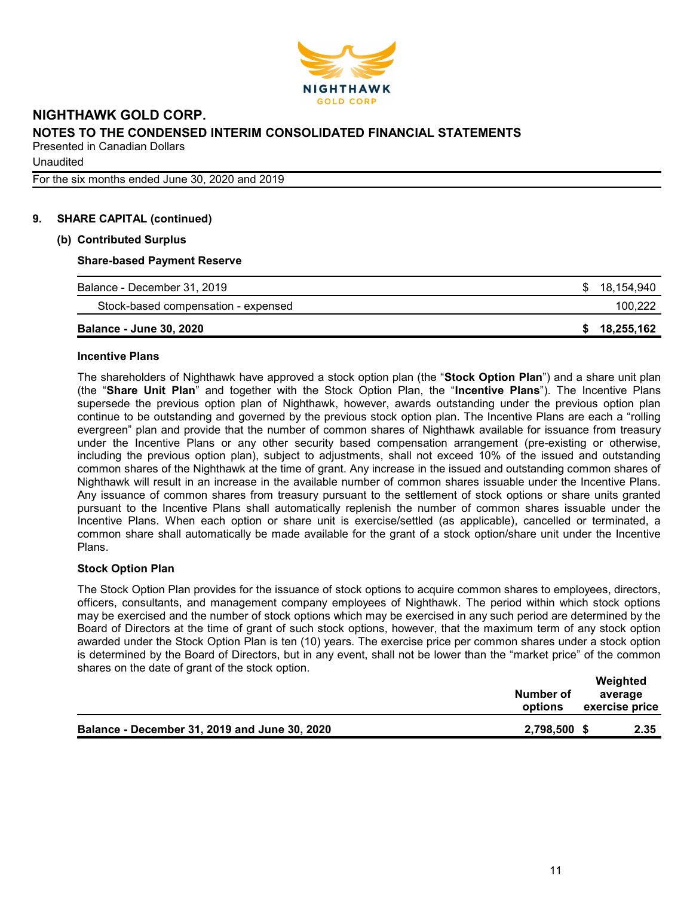**NIGHTHAWK GOLD CORP.**
**NOTES TO THE CONDENSED INTERIM CONSOLIDATED FINANCIAL STATEMENTS**
Presented in Canadian Dollars
Unaudited
For the six months ended June 30, 2020 and 2019

## 9. SHARE CAPITAL (continued)

### (b) Contributed Surplus

**Share-based Payment Reserve**

| | |
|---|---|
| Balance - December 31, 2019 | $ 18,154,940 |
| Stock-based compensation - expensed | 100,222 |
| **Balance - June 30, 2020** | **$ 18,255,162** |

**Incentive Plans**

The shareholders of Nighthawk have approved a stock option plan (the "**Stock Option Plan**") and a share unit plan (the "**Share Unit Plan**" and together with the Stock Option Plan, the "**Incentive Plans**"). The Incentive Plans supersede the previous option plan of Nighthawk, however, awards outstanding under the previous option plan continue to be outstanding and governed by the previous stock option plan. The Incentive Plans are each a "rolling evergreen" plan and provide that the number of common shares of Nighthawk available for issuance from treasury under the Incentive Plans or any other security based compensation arrangement (pre-existing or otherwise, including the previous option plan), subject to adjustments, shall not exceed 10% of the issued and outstanding common shares of the Nighthawk at the time of grant. Any increase in the issued and outstanding common shares of Nighthawk will result in an increase in the available number of common shares issuable under the Incentive Plans. Any issuance of common shares from treasury pursuant to the settlement of stock options or share units granted pursuant to the Incentive Plans shall automatically replenish the number of common shares issuable under the Incentive Plans. When each option or share unit is exercise/settled (as applicable), cancelled or terminated, a common share shall automatically be made available for the grant of a stock option/share unit under the Incentive Plans.

**Stock Option Plan**

The Stock Option Plan provides for the issuance of stock options to acquire common shares to employees, directors, officers, consultants, and management company employees of Nighthawk. The period within which stock options may be exercised and the number of stock options which may be exercised in any such period are determined by the Board of Directors at the time of grant of such stock options, however, that the maximum term of any stock option awarded under the Stock Option Plan is ten (10) years. The exercise price per common shares under a stock option is determined by the Board of Directors, but in any event, shall not be lower than the "market price" of the common shares on the date of grant of the stock option.

| | Number of options | Weighted average exercise price |
|---|---|---|
| **Balance - December 31, 2019 and June 30, 2020** | **2,798,500** | **$ 2.35** |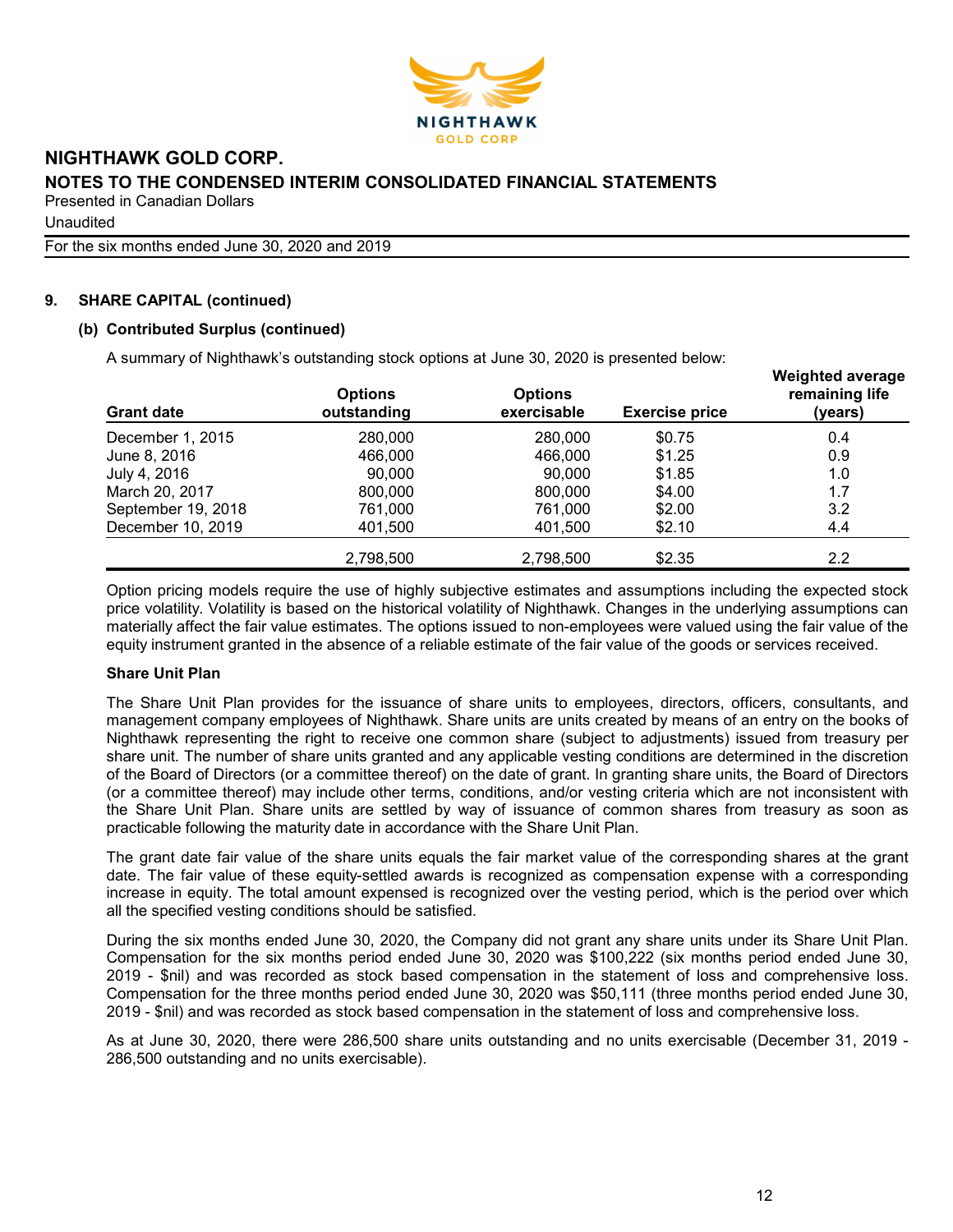## 9. SHARE CAPITAL (continued)

### (b) Contributed Surplus (continued)

A summary of Nighthawk's outstanding stock options at June 30, 2020 is presented below:

| Grant date | Options outstanding | Options exercisable | Exercise price | Weighted average remaining life (years) |
|---|---|---|---|---|
| December 1, 2015 | 280,000 | 280,000 | $0.75 | 0.4 |
| June 8, 2016 | 466,000 | 466,000 | $1.25 | 0.9 |
| July 4, 2016 | 90,000 | 90,000 | $1.85 | 1.0 |
| March 20, 2017 | 800,000 | 800,000 | $4.00 | 1.7 |
| September 19, 2018 | 761,000 | 761,000 | $2.00 | 3.2 |
| December 10, 2019 | 401,500 | 401,500 | $2.10 | 4.4 |
| | 2,798,500 | 2,798,500 | $2.35 | 2.2 |

Option pricing models require the use of highly subjective estimates and assumptions including the expected stock price volatility. Volatility is based on the historical volatility of Nighthawk. Changes in the underlying assumptions can materially affect the fair value estimates. The options issued to non-employees were valued using the fair value of the equity instrument granted in the absence of a reliable estimate of the fair value of the goods or services received.

**Share Unit Plan**

The Share Unit Plan provides for the issuance of share units to employees, directors, officers, consultants, and management company employees of Nighthawk. Share units are units created by means of an entry on the books of Nighthawk representing the right to receive one common share (subject to adjustments) issued from treasury per share unit. The number of share units granted and any applicable vesting conditions are determined in the discretion of the Board of Directors (or a committee thereof) on the date of grant. In granting share units, the Board of Directors (or a committee thereof) may include other terms, conditions, and/or vesting criteria which are not inconsistent with the Share Unit Plan. Share units are settled by way of issuance of common shares from treasury as soon as practicable following the maturity date in accordance with the Share Unit Plan.

The grant date fair value of the share units equals the fair market value of the corresponding shares at the grant date. The fair value of these equity-settled awards is recognized as compensation expense with a corresponding increase in equity. The total amount expensed is recognized over the vesting period, which is the period over which all the specified vesting conditions should be satisfied.

During the six months ended June 30, 2020, the Company did not grant any share units under its Share Unit Plan. Compensation for the six months period ended June 30, 2020 was $100,222 (six months period ended June 30, 2019 - $nil) and was recorded as stock based compensation in the statement of loss and comprehensive loss. Compensation for the three months period ended June 30, 2020 was $50,111 (three months period ended June 30, 2019 - $nil) and was recorded as stock based compensation in the statement of loss and comprehensive loss.

As at June 30, 2020, there were 286,500 share units outstanding and no units exercisable (December 31, 2019 - 286,500 outstanding and no units exercisable).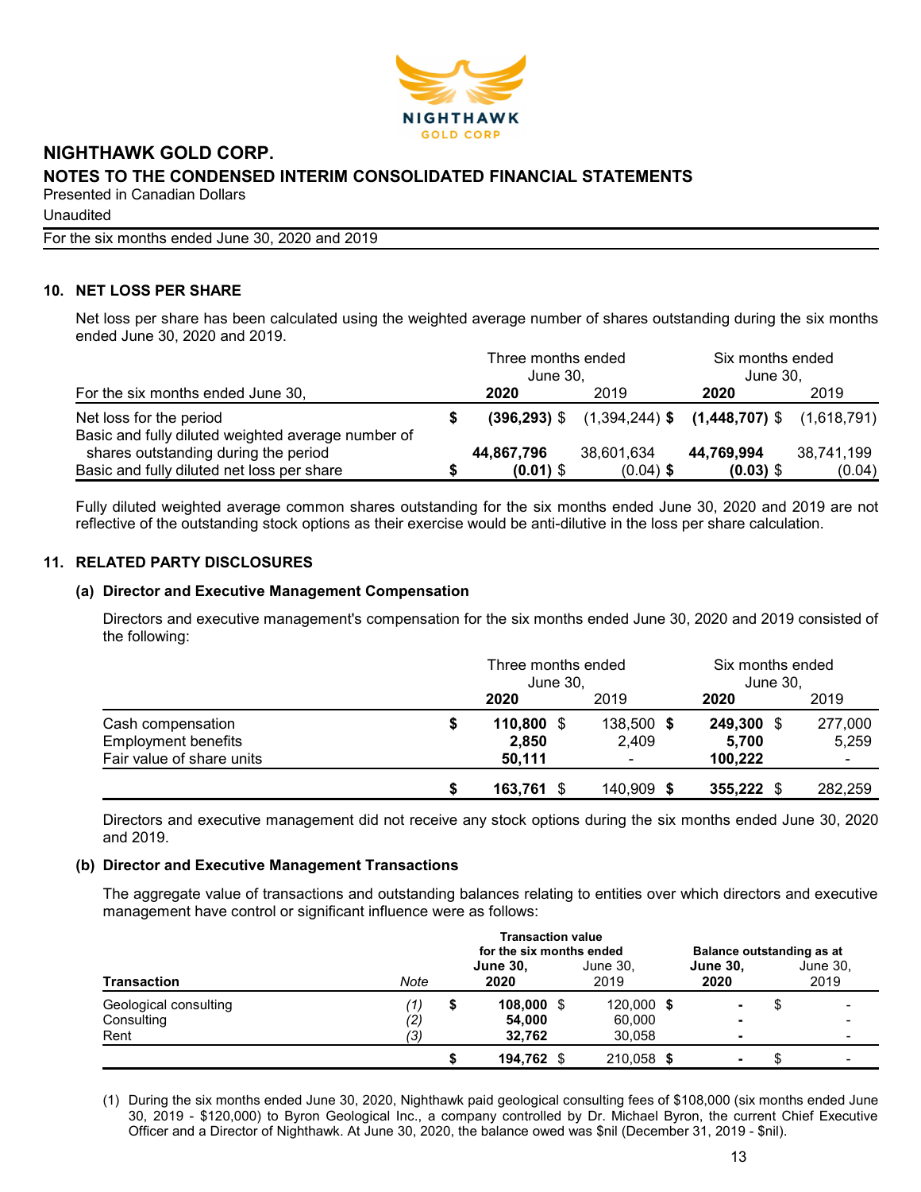## 10. NET LOSS PER SHARE

Net loss per share has been calculated using the weighted average number of shares outstanding during the six months ended June 30, 2020 and 2019.

| For the six months ended June 30, | Three months ended June 30, 2020 | Three months ended June 30, 2019 | Six months ended June 30, 2020 | Six months ended June 30, 2019 |
|---|---|---|---|---|
| Net loss for the period | $ **(396,293)** | $ (1,394,244) | $ **(1,448,707)** | $ (1,618,791) |
| Basic and fully diluted weighted average number of shares outstanding during the period | **44,867,796** | 38,601,634 | **44,769,994** | 38,741,199 |
| Basic and fully diluted net loss per share | $ **(0.01)** | $ (0.04) | $ **(0.03)** | $ (0.04) |

Fully diluted weighted average common shares outstanding for the six months ended June 30, 2020 and 2019 are not reflective of the outstanding stock options as their exercise would be anti-dilutive in the loss per share calculation.

## 11. RELATED PARTY DISCLOSURES

### (a) Director and Executive Management Compensation

Directors and executive management's compensation for the six months ended June 30, 2020 and 2019 consisted of the following:

| | Three months ended June 30, 2020 | Three months ended June 30, 2019 | Six months ended June 30, 2020 | Six months ended June 30, 2019 |
|---|---|---|---|---|
| Cash compensation | $ **110,800** | $ 138,500 | $ **249,300** | $ 277,000 |
| Employment benefits | **2,850** | 2,409 | **5,700** | 5,259 |
| Fair value of share units | **50,111** | - | **100,222** | - |
| | $ **163,761** | $ 140,909 | $ **355,222** | $ 282,259 |

Directors and executive management did not receive any stock options during the six months ended June 30, 2020 and 2019.

### (b) Director and Executive Management Transactions

The aggregate value of transactions and outstanding balances relating to entities over which directors and executive management have control or significant influence were as follows:

| Transaction | Note | Transaction value for the six months ended June 30, 2020 | Transaction value for the six months ended June 30, 2019 | Balance outstanding as at June 30, 2020 | Balance outstanding as at June 30, 2019 |
|---|---|---|---|---|---|
| Geological consulting | *(1)* | $ **108,000** | $ 120,000 | $ **-** | $ - |
| Consulting | *(2)* | **54,000** | 60,000 | **-** | - |
| Rent | *(3)* | **32,762** | 30,058 | **-** | - |
| | | $ **194,762** | $ 210,058 | $ **-** | $ - |

(1) During the six months ended June 30, 2020, Nighthawk paid geological consulting fees of $108,000 (six months ended June 30, 2019 - $120,000) to Byron Geological Inc., a company controlled by Dr. Michael Byron, the current Chief Executive Officer and a Director of Nighthawk. At June 30, 2020, the balance owed was $nil (December 31, 2019 - $nil).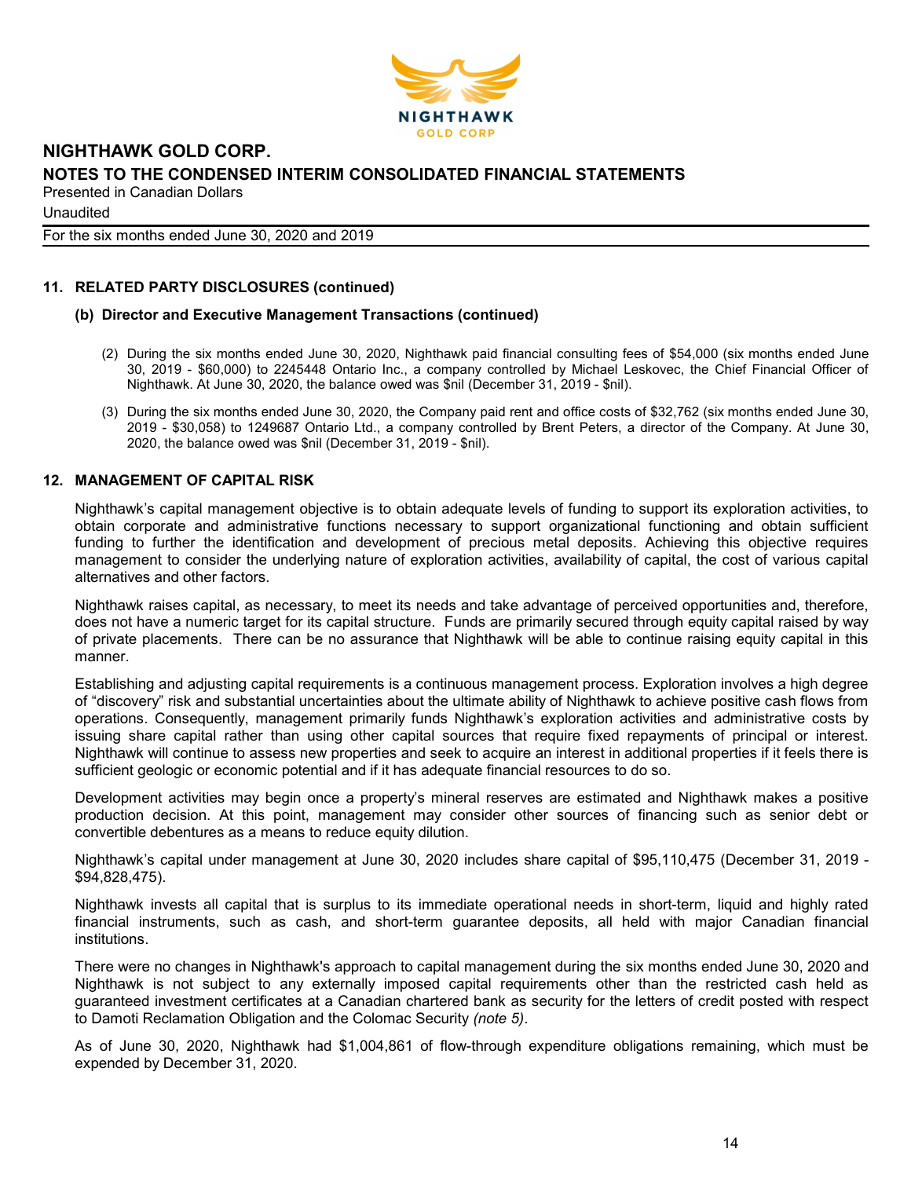## 11. RELATED PARTY DISCLOSURES (continued)

### (b) Director and Executive Management Transactions (continued)

(2) During the six months ended June 30, 2020, Nighthawk paid financial consulting fees of $54,000 (six months ended June 30, 2019 - $60,000) to 2245448 Ontario Inc., a company controlled by Michael Leskovec, the Chief Financial Officer of Nighthawk. At June 30, 2020, the balance owed was $nil (December 31, 2019 - $nil).

(3) During the six months ended June 30, 2020, the Company paid rent and office costs of $32,762 (six months ended June 30, 2019 - $30,058) to 1249687 Ontario Ltd., a company controlled by Brent Peters, a director of the Company. At June 30, 2020, the balance owed was $nil (December 31, 2019 - $nil).

## 12. MANAGEMENT OF CAPITAL RISK

Nighthawk's capital management objective is to obtain adequate levels of funding to support its exploration activities, to obtain corporate and administrative functions necessary to support organizational functioning and obtain sufficient funding to further the identification and development of precious metal deposits. Achieving this objective requires management to consider the underlying nature of exploration activities, availability of capital, the cost of various capital alternatives and other factors.

Nighthawk raises capital, as necessary, to meet its needs and take advantage of perceived opportunities and, therefore, does not have a numeric target for its capital structure. Funds are primarily secured through equity capital raised by way of private placements. There can be no assurance that Nighthawk will be able to continue raising equity capital in this manner.

Establishing and adjusting capital requirements is a continuous management process. Exploration involves a high degree of "discovery" risk and substantial uncertainties about the ultimate ability of Nighthawk to achieve positive cash flows from operations. Consequently, management primarily funds Nighthawk's exploration activities and administrative costs by issuing share capital rather than using other capital sources that require fixed repayments of principal or interest. Nighthawk will continue to assess new properties and seek to acquire an interest in additional properties if it feels there is sufficient geologic or economic potential and if it has adequate financial resources to do so.

Development activities may begin once a property's mineral reserves are estimated and Nighthawk makes a positive production decision. At this point, management may consider other sources of financing such as senior debt or convertible debentures as a means to reduce equity dilution.

Nighthawk's capital under management at June 30, 2020 includes share capital of $95,110,475 (December 31, 2019 - $94,828,475).

Nighthawk invests all capital that is surplus to its immediate operational needs in short-term, liquid and highly rated financial instruments, such as cash, and short-term guarantee deposits, all held with major Canadian financial institutions.

There were no changes in Nighthawk's approach to capital management during the six months ended June 30, 2020 and Nighthawk is not subject to any externally imposed capital requirements other than the restricted cash held as guaranteed investment certificates at a Canadian chartered bank as security for the letters of credit posted with respect to Damoti Reclamation Obligation and the Colomac Security *(note 5)*.

As of June 30, 2020, Nighthawk had $1,004,861 of flow-through expenditure obligations remaining, which must be expended by December 31, 2020.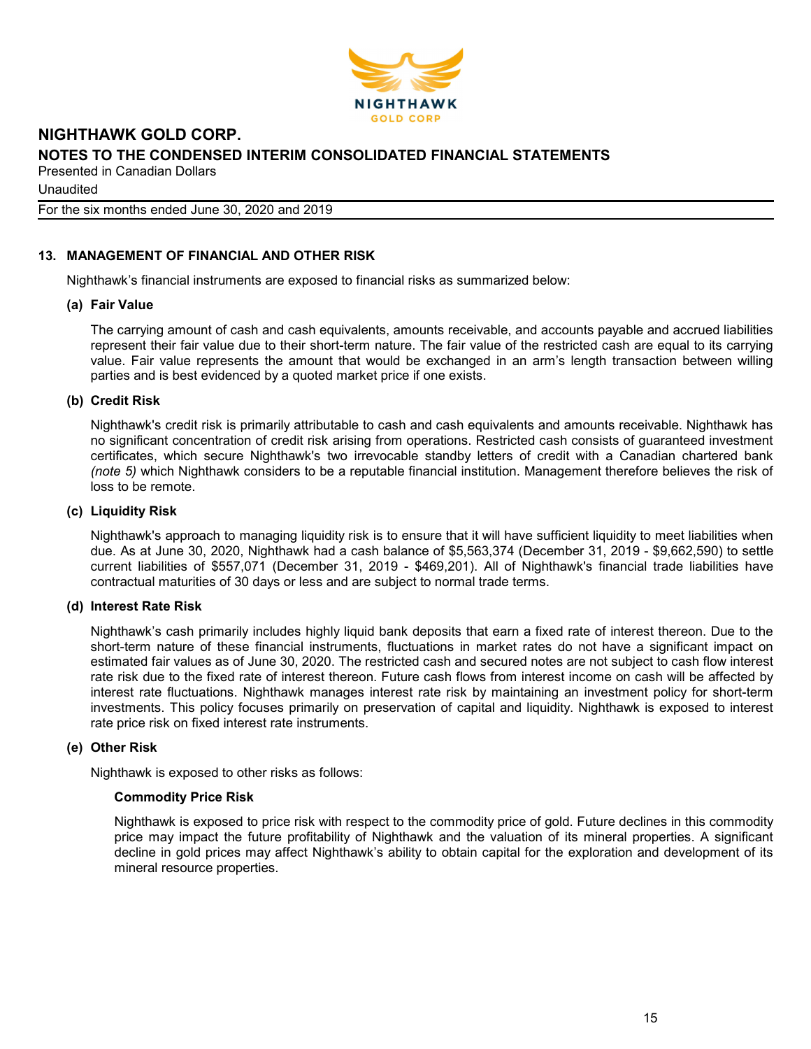## 13. MANAGEMENT OF FINANCIAL AND OTHER RISK

Nighthawk's financial instruments are exposed to financial risks as summarized below:

### (a) Fair Value

The carrying amount of cash and cash equivalents, amounts receivable, and accounts payable and accrued liabilities represent their fair value due to their short-term nature. The fair value of the restricted cash are equal to its carrying value. Fair value represents the amount that would be exchanged in an arm's length transaction between willing parties and is best evidenced by a quoted market price if one exists.

### (b) Credit Risk

Nighthawk's credit risk is primarily attributable to cash and cash equivalents and amounts receivable. Nighthawk has no significant concentration of credit risk arising from operations. Restricted cash consists of guaranteed investment certificates, which secure Nighthawk's two irrevocable standby letters of credit with a Canadian chartered bank *(note 5)* which Nighthawk considers to be a reputable financial institution. Management therefore believes the risk of loss to be remote.

### (c) Liquidity Risk

Nighthawk's approach to managing liquidity risk is to ensure that it will have sufficient liquidity to meet liabilities when due. As at June 30, 2020, Nighthawk had a cash balance of $5,563,374 (December 31, 2019 - $9,662,590) to settle current liabilities of $557,071 (December 31, 2019 - $469,201). All of Nighthawk's financial trade liabilities have contractual maturities of 30 days or less and are subject to normal trade terms.

### (d) Interest Rate Risk

Nighthawk's cash primarily includes highly liquid bank deposits that earn a fixed rate of interest thereon. Due to the short-term nature of these financial instruments, fluctuations in market rates do not have a significant impact on estimated fair values as of June 30, 2020. The restricted cash and secured notes are not subject to cash flow interest rate risk due to the fixed rate of interest thereon. Future cash flows from interest income on cash will be affected by interest rate fluctuations. Nighthawk manages interest rate risk by maintaining an investment policy for short-term investments. This policy focuses primarily on preservation of capital and liquidity. Nighthawk is exposed to interest rate price risk on fixed interest rate instruments.

### (e) Other Risk

Nighthawk is exposed to other risks as follows:

#### Commodity Price Risk

Nighthawk is exposed to price risk with respect to the commodity price of gold. Future declines in this commodity price may impact the future profitability of Nighthawk and the valuation of its mineral properties. A significant decline in gold prices may affect Nighthawk's ability to obtain capital for the exploration and development of its mineral resource properties.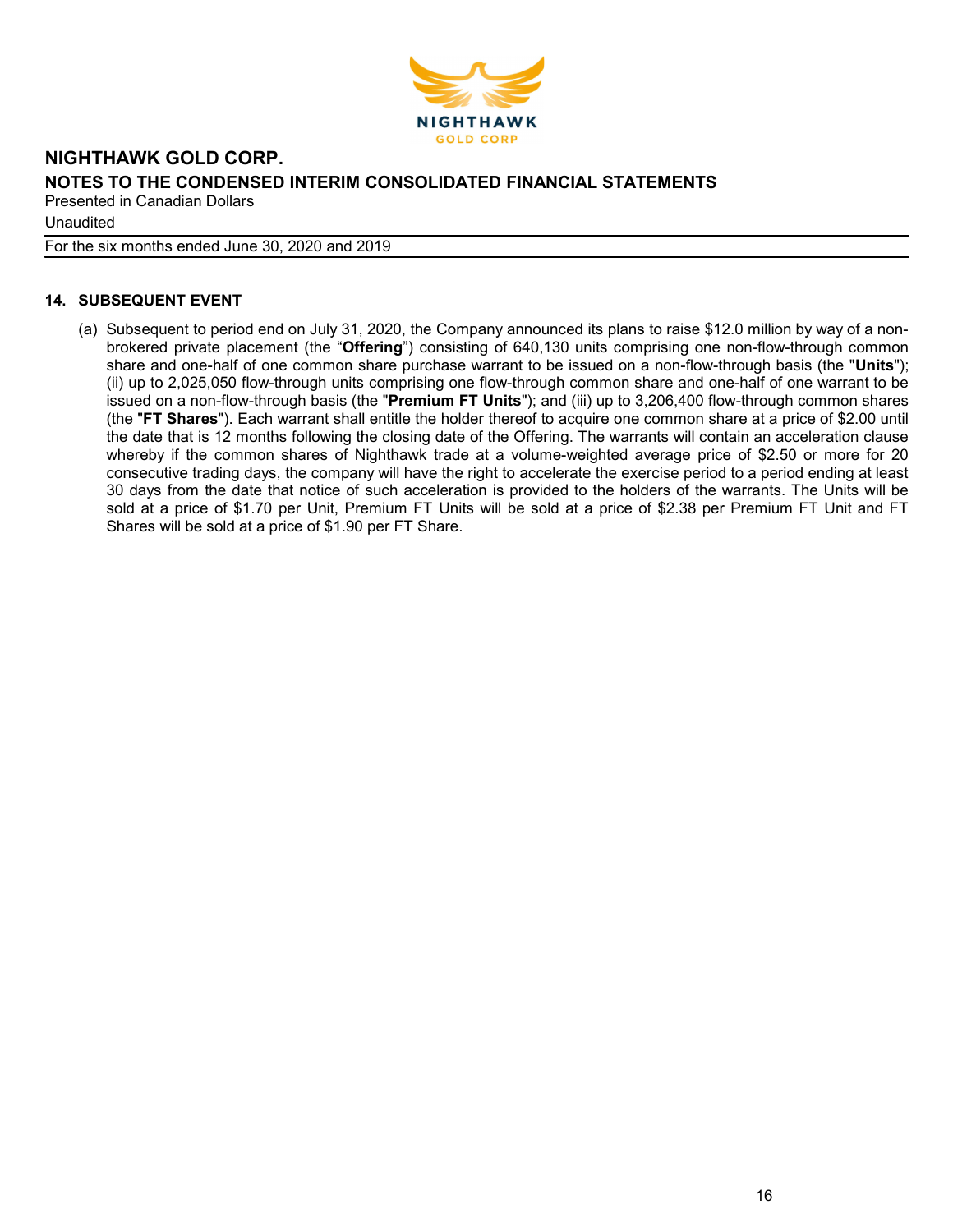# NIGHTHAWK GOLD CORP.

## NOTES TO THE CONDENSED INTERIM CONSOLIDATED FINANCIAL STATEMENTS

Presented in Canadian Dollars

Unaudited

For the six months ended June 30, 2020 and 2019

### 14. SUBSEQUENT EVENT

(a) Subsequent to period end on July 31, 2020, the Company announced its plans to raise $12.0 million by way of a non-brokered private placement (the "**Offering**") consisting of 640,130 units comprising one non-flow-through common share and one-half of one common share purchase warrant to be issued on a non-flow-through basis (the "**Units**"); (ii) up to 2,025,050 flow-through units comprising one flow-through common share and one-half of one warrant to be issued on a non-flow-through basis (the "**Premium FT Units**"); and (iii) up to 3,206,400 flow-through common shares (the "**FT Shares**"). Each warrant shall entitle the holder thereof to acquire one common share at a price of $2.00 until the date that is 12 months following the closing date of the Offering. The warrants will contain an acceleration clause whereby if the common shares of Nighthawk trade at a volume-weighted average price of $2.50 or more for 20 consecutive trading days, the company will have the right to accelerate the exercise period to a period ending at least 30 days from the date that notice of such acceleration is provided to the holders of the warrants. The Units will be sold at a price of $1.70 per Unit, Premium FT Units will be sold at a price of $2.38 per Premium FT Unit and FT Shares will be sold at a price of $1.90 per FT Share.